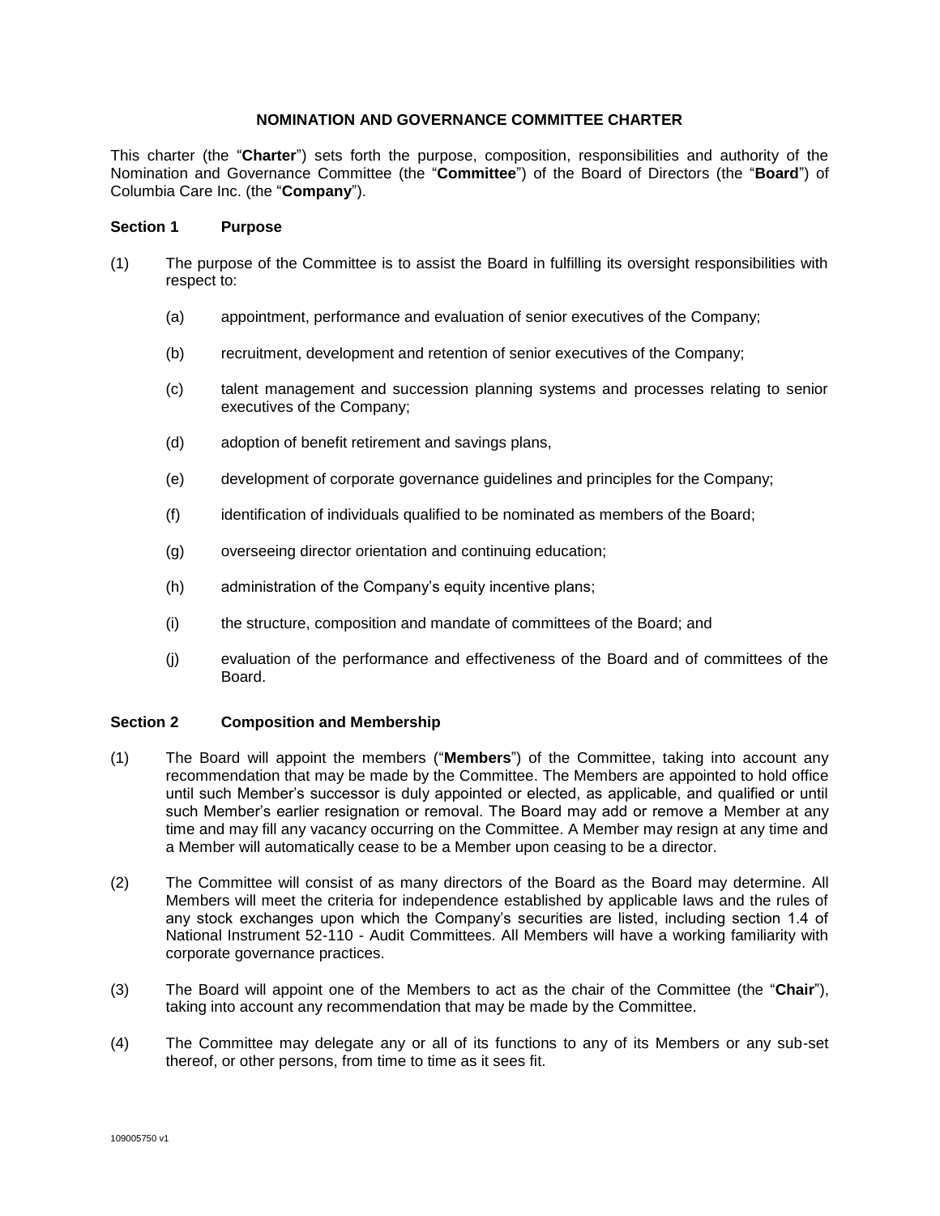# NOMINATION AND GOVERNANCE COMMITTEE CHARTER

This charter (the "**Charter**") sets forth the purpose, composition, responsibilities and authority of the Nomination and Governance Committee (the "**Committee**") of the Board of Directors (the "**Board**") of Columbia Care Inc. (the "**Company**").

## Section 1 Purpose

(1) The purpose of the Committee is to assist the Board in fulfilling its oversight responsibilities with respect to:

- (a) appointment, performance and evaluation of senior executives of the Company;
- (b) recruitment, development and retention of senior executives of the Company;
- (c) talent management and succession planning systems and processes relating to senior executives of the Company;
- (d) adoption of benefit retirement and savings plans,
- (e) development of corporate governance guidelines and principles for the Company;
- (f) identification of individuals qualified to be nominated as members of the Board;
- (g) overseeing director orientation and continuing education;
- (h) administration of the Company's equity incentive plans;
- (i) the structure, composition and mandate of committees of the Board; and
- (j) evaluation of the performance and effectiveness of the Board and of committees of the Board.

## Section 2 Composition and Membership

(1) The Board will appoint the members ("**Members**") of the Committee, taking into account any recommendation that may be made by the Committee. The Members are appointed to hold office until such Member's successor is duly appointed or elected, as applicable, and qualified or until such Member's earlier resignation or removal. The Board may add or remove a Member at any time and may fill any vacancy occurring on the Committee. A Member may resign at any time and a Member will automatically cease to be a Member upon ceasing to be a director.

(2) The Committee will consist of as many directors of the Board as the Board may determine. All Members will meet the criteria for independence established by applicable laws and the rules of any stock exchanges upon which the Company's securities are listed, including section 1.4 of National Instrument 52-110 - Audit Committees. All Members will have a working familiarity with corporate governance practices.

(3) The Board will appoint one of the Members to act as the chair of the Committee (the "**Chair**"), taking into account any recommendation that may be made by the Committee.

(4) The Committee may delegate any or all of its functions to any of its Members or any sub-set thereof, or other persons, from time to time as it sees fit.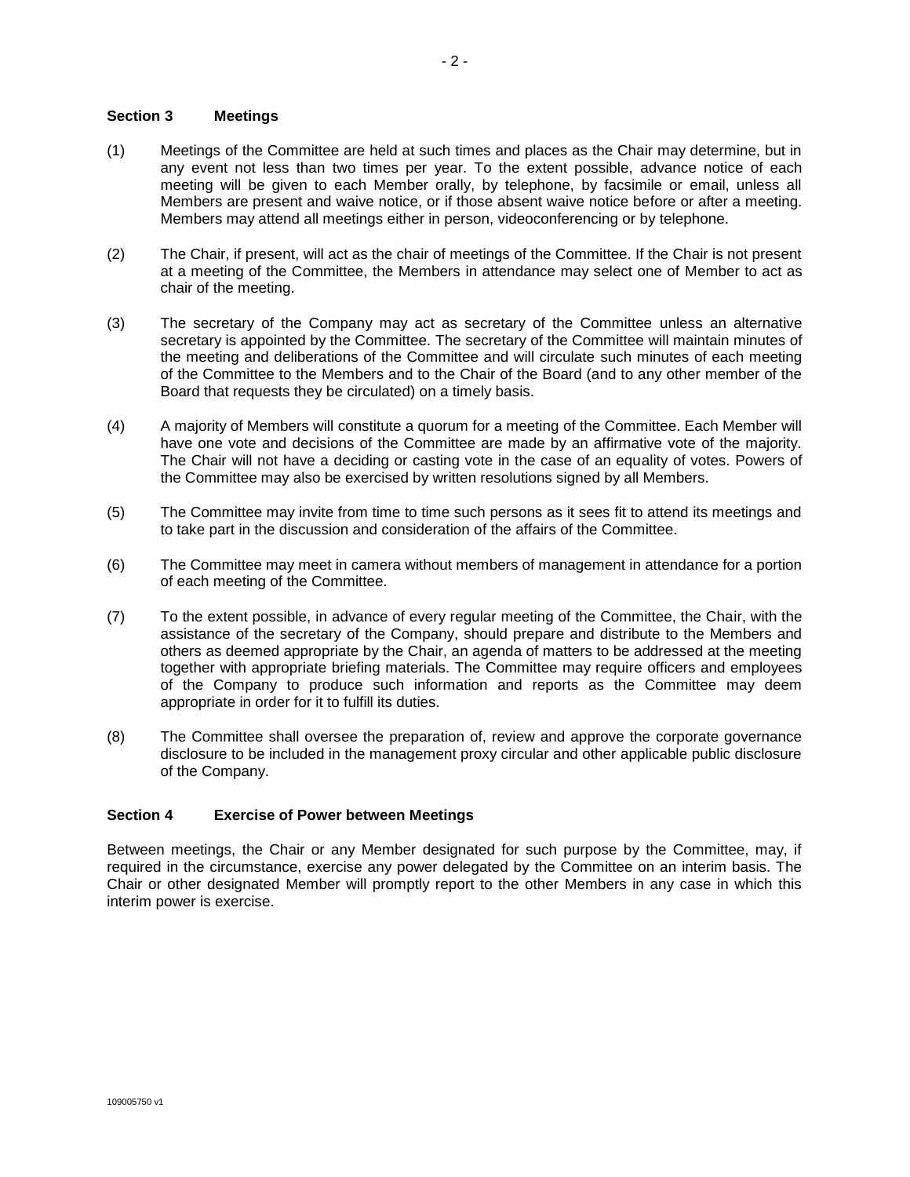### Section 3 Meetings

(1) Meetings of the Committee are held at such times and places as the Chair may determine, but in any event not less than two times per year. To the extent possible, advance notice of each meeting will be given to each Member orally, by telephone, by facsimile or email, unless all Members are present and waive notice, or if those absent waive notice before or after a meeting. Members may attend all meetings either in person, videoconferencing or by telephone.

(2) The Chair, if present, will act as the chair of meetings of the Committee. If the Chair is not present at a meeting of the Committee, the Members in attendance may select one of Member to act as chair of the meeting.

(3) The secretary of the Company may act as secretary of the Committee unless an alternative secretary is appointed by the Committee. The secretary of the Committee will maintain minutes of the meeting and deliberations of the Committee and will circulate such minutes of each meeting of the Committee to the Members and to the Chair of the Board (and to any other member of the Board that requests they be circulated) on a timely basis.

(4) A majority of Members will constitute a quorum for a meeting of the Committee. Each Member will have one vote and decisions of the Committee are made by an affirmative vote of the majority. The Chair will not have a deciding or casting vote in the case of an equality of votes. Powers of the Committee may also be exercised by written resolutions signed by all Members.

(5) The Committee may invite from time to time such persons as it sees fit to attend its meetings and to take part in the discussion and consideration of the affairs of the Committee.

(6) The Committee may meet in camera without members of management in attendance for a portion of each meeting of the Committee.

(7) To the extent possible, in advance of every regular meeting of the Committee, the Chair, with the assistance of the secretary of the Company, should prepare and distribute to the Members and others as deemed appropriate by the Chair, an agenda of matters to be addressed at the meeting together with appropriate briefing materials. The Committee may require officers and employees of the Company to produce such information and reports as the Committee may deem appropriate in order for it to fulfill its duties.

(8) The Committee shall oversee the preparation of, review and approve the corporate governance disclosure to be included in the management proxy circular and other applicable public disclosure of the Company.

### Section 4 Exercise of Power between Meetings

Between meetings, the Chair or any Member designated for such purpose by the Committee, may, if required in the circumstance, exercise any power delegated by the Committee on an interim basis. The Chair or other designated Member will promptly report to the other Members in any case in which this interim power is exercise.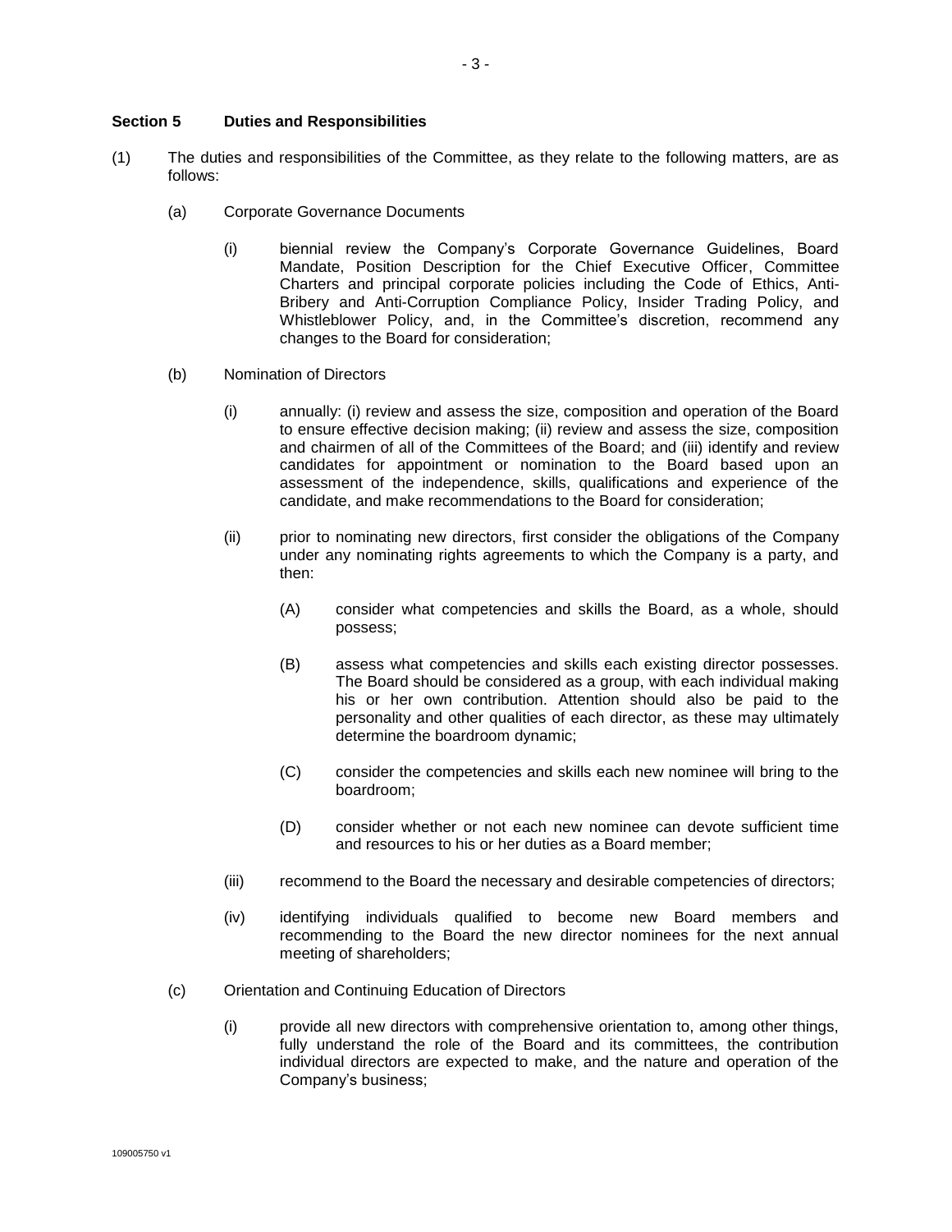**Section 5 Duties and Responsibilities**

(1) The duties and responsibilities of the Committee, as they relate to the following matters, are as follows:

(a) Corporate Governance Documents

(i) biennial review the Company's Corporate Governance Guidelines, Board Mandate, Position Description for the Chief Executive Officer, Committee Charters and principal corporate policies including the Code of Ethics, Anti-Bribery and Anti-Corruption Compliance Policy, Insider Trading Policy, and Whistleblower Policy, and, in the Committee's discretion, recommend any changes to the Board for consideration;

(b) Nomination of Directors

(i) annually: (i) review and assess the size, composition and operation of the Board to ensure effective decision making; (ii) review and assess the size, composition and chairmen of all of the Committees of the Board; and (iii) identify and review candidates for appointment or nomination to the Board based upon an assessment of the independence, skills, qualifications and experience of the candidate, and make recommendations to the Board for consideration;

(ii) prior to nominating new directors, first consider the obligations of the Company under any nominating rights agreements to which the Company is a party, and then:

(A) consider what competencies and skills the Board, as a whole, should possess;

(B) assess what competencies and skills each existing director possesses. The Board should be considered as a group, with each individual making his or her own contribution. Attention should also be paid to the personality and other qualities of each director, as these may ultimately determine the boardroom dynamic;

(C) consider the competencies and skills each new nominee will bring to the boardroom;

(D) consider whether or not each new nominee can devote sufficient time and resources to his or her duties as a Board member;

(iii) recommend to the Board the necessary and desirable competencies of directors;

(iv) identifying individuals qualified to become new Board members and recommending to the Board the new director nominees for the next annual meeting of shareholders;

(c) Orientation and Continuing Education of Directors

(i) provide all new directors with comprehensive orientation to, among other things, fully understand the role of the Board and its committees, the contribution individual directors are expected to make, and the nature and operation of the Company's business;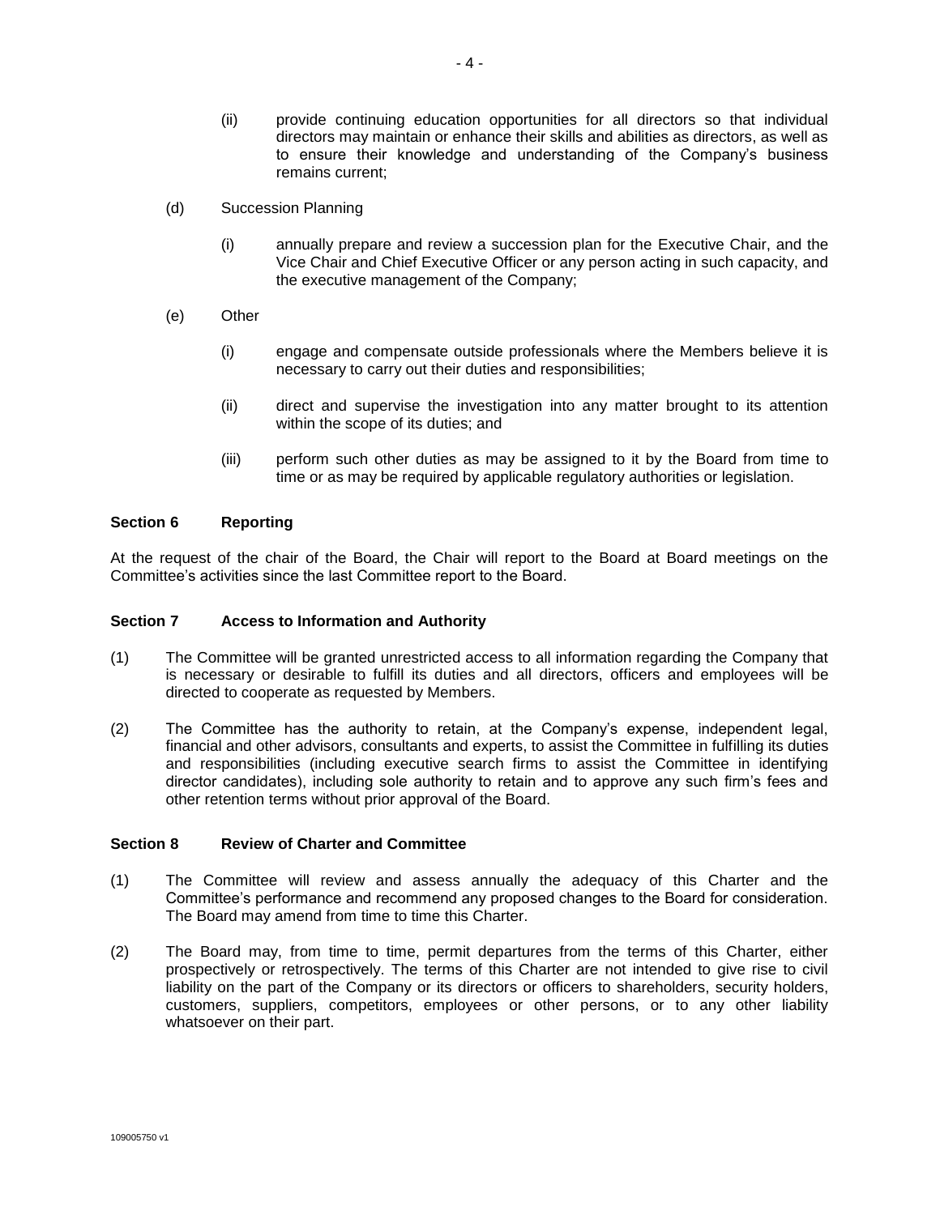(ii) provide continuing education opportunities for all directors so that individual directors may maintain or enhance their skills and abilities as directors, as well as to ensure their knowledge and understanding of the Company's business remains current;

(d) Succession Planning

(i) annually prepare and review a succession plan for the Executive Chair, and the Vice Chair and Chief Executive Officer or any person acting in such capacity, and the executive management of the Company;

(e) Other

(i) engage and compensate outside professionals where the Members believe it is necessary to carry out their duties and responsibilities;

(ii) direct and supervise the investigation into any matter brought to its attention within the scope of its duties; and

(iii) perform such other duties as may be assigned to it by the Board from time to time or as may be required by applicable regulatory authorities or legislation.

### Section 6 Reporting

At the request of the chair of the Board, the Chair will report to the Board at Board meetings on the Committee's activities since the last Committee report to the Board.

### Section 7 Access to Information and Authority

(1) The Committee will be granted unrestricted access to all information regarding the Company that is necessary or desirable to fulfill its duties and all directors, officers and employees will be directed to cooperate as requested by Members.

(2) The Committee has the authority to retain, at the Company's expense, independent legal, financial and other advisors, consultants and experts, to assist the Committee in fulfilling its duties and responsibilities (including executive search firms to assist the Committee in identifying director candidates), including sole authority to retain and to approve any such firm's fees and other retention terms without prior approval of the Board.

### Section 8 Review of Charter and Committee

(1) The Committee will review and assess annually the adequacy of this Charter and the Committee's performance and recommend any proposed changes to the Board for consideration. The Board may amend from time to time this Charter.

(2) The Board may, from time to time, permit departures from the terms of this Charter, either prospectively or retrospectively. The terms of this Charter are not intended to give rise to civil liability on the part of the Company or its directors or officers to shareholders, security holders, customers, suppliers, competitors, employees or other persons, or to any other liability whatsoever on their part.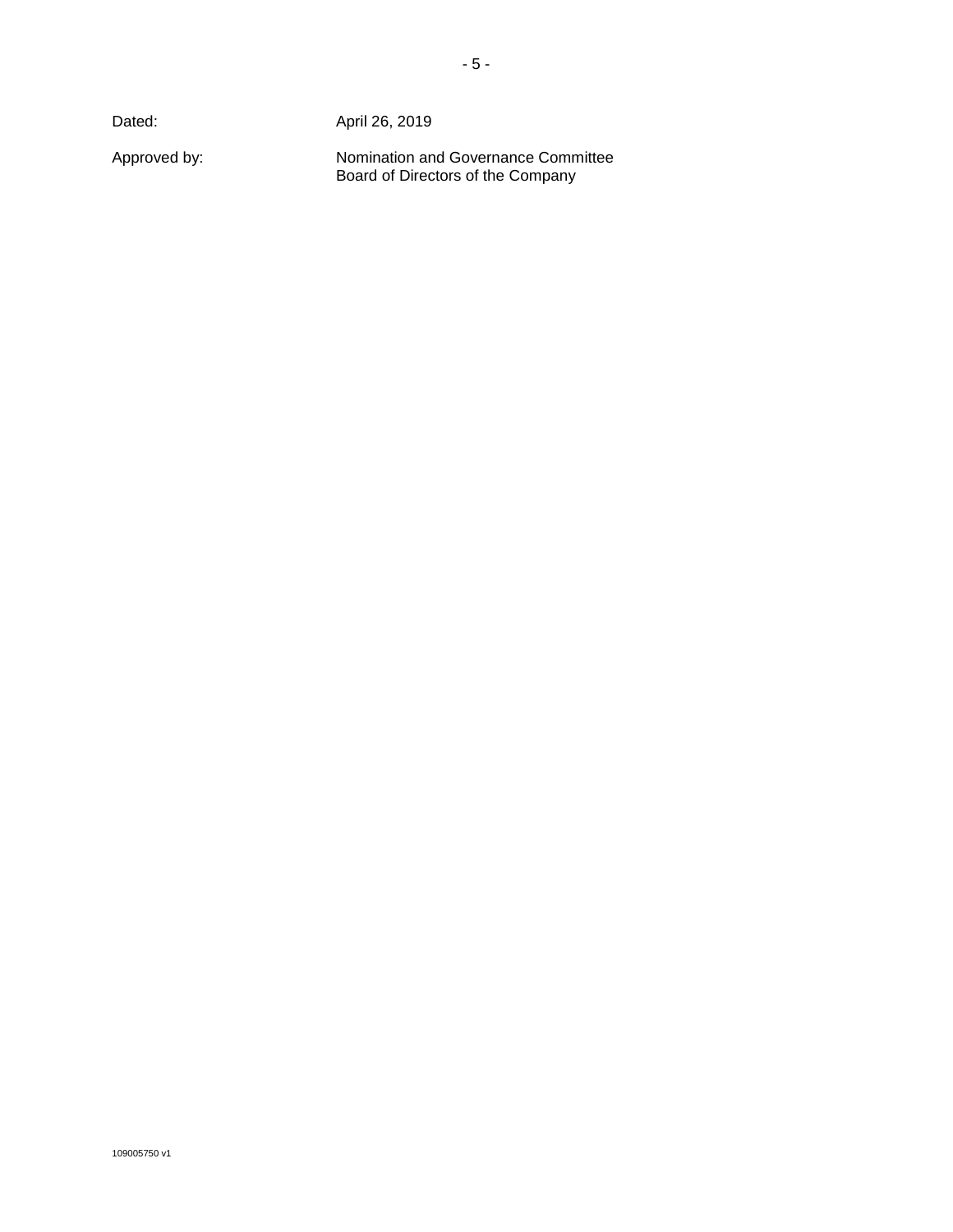| | |
| --- | --- |
| Dated: | April 26, 2019 |
| Approved by: | Nomination and Governance Committee<br>Board of Directors of the Company |

109005750 v1